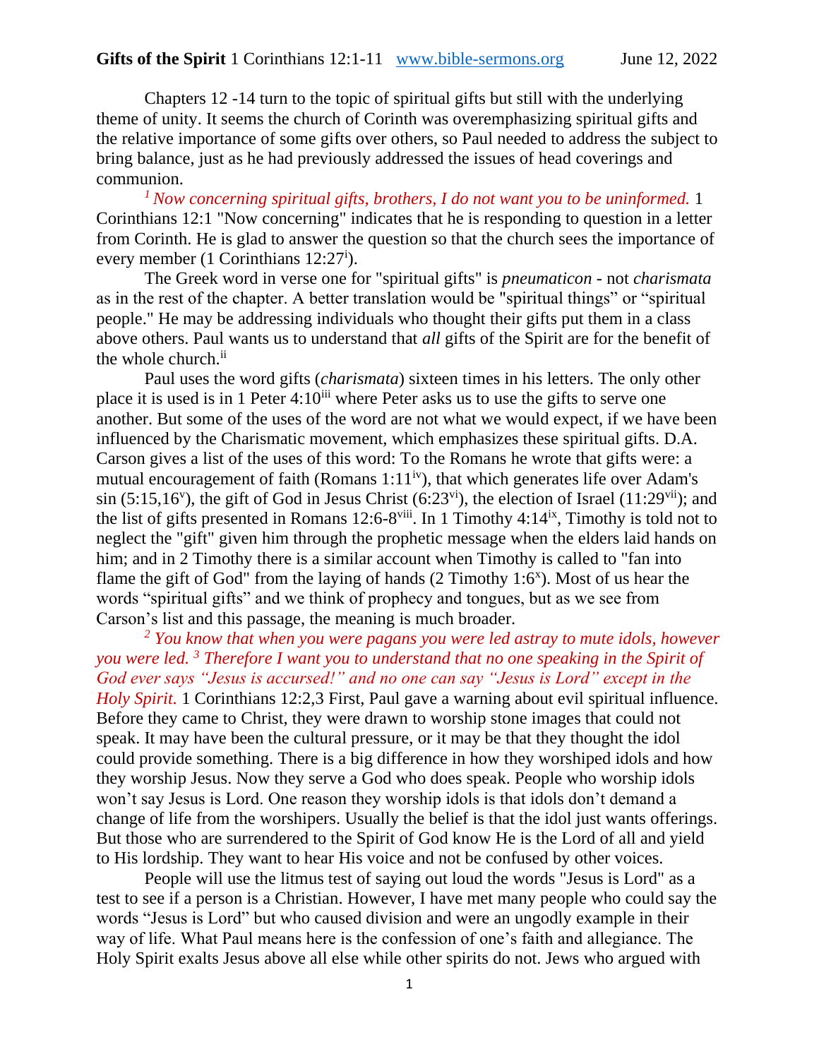**Gifts of the Spirit** 1 Corinthians 12:1-11 www.bible-sermons.org June 12, 2022

Chapters 12 -14 turn to the topic of spiritual gifts but still with the underlying theme of unity. It seems the church of Corinth was overemphasizing spiritual gifts and the relative importance of some gifts over others, so Paul needed to address the subject to bring balance, just as he had previously addressed the issues of head coverings and communion.

*[1] Now concerning spiritual gifts, brothers, I do not want you to be uninformed.* 1 Corinthians 12:1 "Now concerning" indicates that he is responding to question in a letter from Corinth. He is glad to answer the question so that the church sees the importance of every member (1 Corinthians 12:27[i]).

The Greek word in verse one for "spiritual gifts" is *pneumaticon* - not *charismata* as in the rest of the chapter. A better translation would be "spiritual things" or "spiritual people." He may be addressing individuals who thought their gifts put them in a class above others. Paul wants us to understand that *all* gifts of the Spirit are for the benefit of the whole church.[ii]

Paul uses the word gifts (*charismata*) sixteen times in his letters. The only other place it is used is in 1 Peter 4:10[iii] where Peter asks us to use the gifts to serve one another. But some of the uses of the word are not what we would expect, if we have been influenced by the Charismatic movement, which emphasizes these spiritual gifts. D.A. Carson gives a list of the uses of this word: To the Romans he wrote that gifts were: a mutual encouragement of faith (Romans 1:11[iv]), that which generates life over Adam's sin (5:15,16[v]), the gift of God in Jesus Christ (6:23[vi]), the election of Israel (11:29[vii]); and the list of gifts presented in Romans 12:6-8[viii]. In 1 Timothy 4:14[ix], Timothy is told not to neglect the "gift" given him through the prophetic message when the elders laid hands on him; and in 2 Timothy there is a similar account when Timothy is called to "fan into flame the gift of God" from the laying of hands (2 Timothy 1:6[x]). Most of us hear the words "spiritual gifts" and we think of prophecy and tongues, but as we see from Carson's list and this passage, the meaning is much broader.

*[2] You know that when you were pagans you were led astray to mute idols, however you were led. [3] Therefore I want you to understand that no one speaking in the Spirit of God ever says "Jesus is accursed!" and no one can say "Jesus is Lord" except in the Holy Spirit.* 1 Corinthians 12:2,3 First, Paul gave a warning about evil spiritual influence. Before they came to Christ, they were drawn to worship stone images that could not speak. It may have been the cultural pressure, or it may be that they thought the idol could provide something. There is a big difference in how they worshiped idols and how they worship Jesus. Now they serve a God who does speak. People who worship idols won't say Jesus is Lord. One reason they worship idols is that idols don't demand a change of life from the worshipers. Usually the belief is that the idol just wants offerings. But those who are surrendered to the Spirit of God know He is the Lord of all and yield to His lordship. They want to hear His voice and not be confused by other voices.

People will use the litmus test of saying out loud the words "Jesus is Lord" as a test to see if a person is a Christian. However, I have met many people who could say the words "Jesus is Lord" but who caused division and were an ungodly example in their way of life. What Paul means here is the confession of one's faith and allegiance. The Holy Spirit exalts Jesus above all else while other spirits do not. Jews who argued with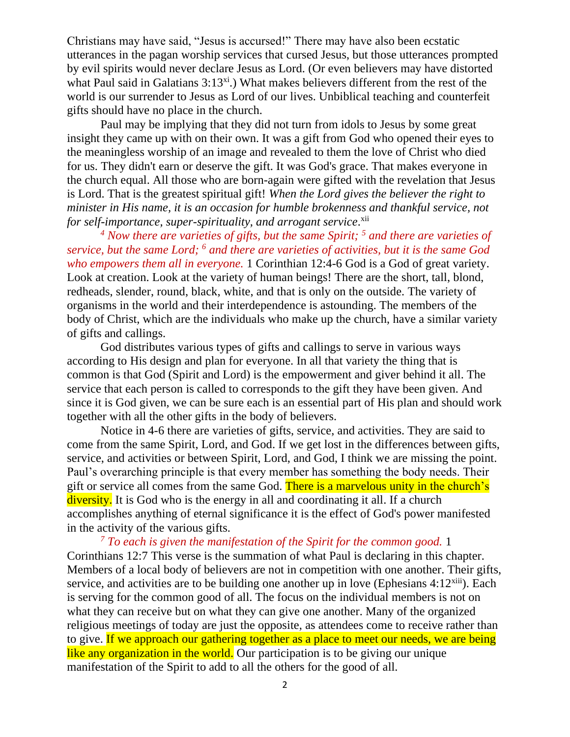Christians may have said, "Jesus is accursed!" There may have also been ecstatic utterances in the pagan worship services that cursed Jesus, but those utterances prompted by evil spirits would never declare Jesus as Lord. (Or even believers may have distorted what Paul said in Galatians 3:13[xi].) What makes believers different from the rest of the world is our surrender to Jesus as Lord of our lives. Unbiblical teaching and counterfeit gifts should have no place in the church.

Paul may be implying that they did not turn from idols to Jesus by some great insight they came up with on their own. It was a gift from God who opened their eyes to the meaningless worship of an image and revealed to them the love of Christ who died for us. They didn't earn or deserve the gift. It was God's grace. That makes everyone in the church equal. All those who are born-again were gifted with the revelation that Jesus is Lord. That is the greatest spiritual gift! *When the Lord gives the believer the right to minister in His name, it is an occasion for humble brokenness and thankful service, not for self-importance, super-spirituality, and arrogant service*.[xii]

*[4] Now there are varieties of gifts, but the same Spirit; [5] and there are varieties of service, but the same Lord; [6] and there are varieties of activities, but it is the same God who empowers them all in everyone.* 1 Corinthian 12:4-6 God is a God of great variety. Look at creation. Look at the variety of human beings! There are the short, tall, blond, redheads, slender, round, black, white, and that is only on the outside. The variety of organisms in the world and their interdependence is astounding. The members of the body of Christ, which are the individuals who make up the church, have a similar variety of gifts and callings.

God distributes various types of gifts and callings to serve in various ways according to His design and plan for everyone. In all that variety the thing that is common is that God (Spirit and Lord) is the empowerment and giver behind it all. The service that each person is called to corresponds to the gift they have been given. And since it is God given, we can be sure each is an essential part of His plan and should work together with all the other gifts in the body of believers.

Notice in 4-6 there are varieties of gifts, service, and activities. They are said to come from the same Spirit, Lord, and God. If we get lost in the differences between gifts, service, and activities or between Spirit, Lord, and God, I think we are missing the point. Paul's overarching principle is that every member has something the body needs. Their gift or service all comes from the same God. There is a marvelous unity in the church's diversity. It is God who is the energy in all and coordinating it all. If a church accomplishes anything of eternal significance it is the effect of God's power manifested in the activity of the various gifts.

*[7] To each is given the manifestation of the Spirit for the common good.* 1 Corinthians 12:7 This verse is the summation of what Paul is declaring in this chapter. Members of a local body of believers are not in competition with one another. Their gifts, service, and activities are to be building one another up in love (Ephesians 4:12[xiii]). Each is serving for the common good of all. The focus on the individual members is not on what they can receive but on what they can give one another. Many of the organized religious meetings of today are just the opposite, as attendees come to receive rather than to give. If we approach our gathering together as a place to meet our needs, we are being like any organization in the world. Our participation is to be giving our unique manifestation of the Spirit to add to all the others for the good of all.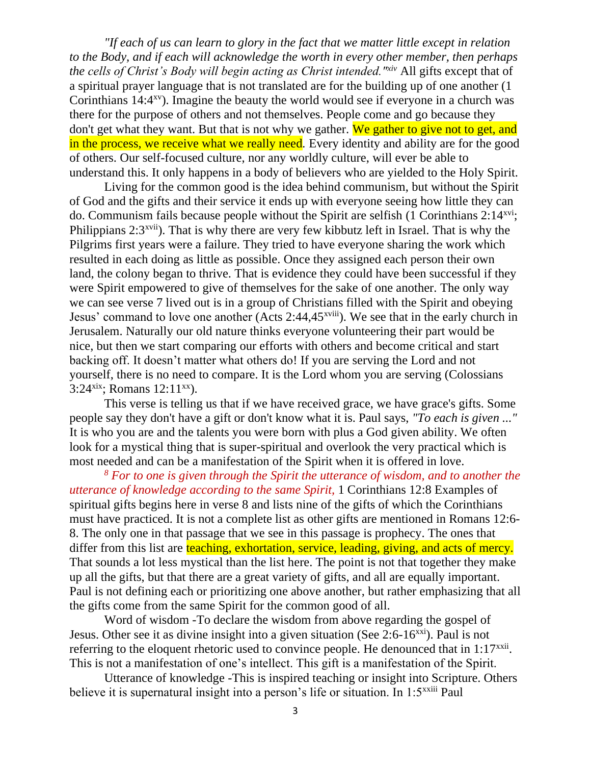*"If each of us can learn to glory in the fact that we matter little except in relation to the Body, and if each will acknowledge the worth in every other member, then perhaps the cells of Christ's Body will begin acting as Christ intended."*[xiv] All gifts except that of a spiritual prayer language that is not translated are for the building up of one another (1 Corinthians 14:4[xv]). Imagine the beauty the world would see if everyone in a church was there for the purpose of others and not themselves. People come and go because they don't get what they want. But that is not why we gather. We gather to give not to get, and in the process, we receive what we really need. Every identity and ability are for the good of others. Our self-focused culture, nor any worldly culture, will ever be able to understand this. It only happens in a body of believers who are yielded to the Holy Spirit.

Living for the common good is the idea behind communism, but without the Spirit of God and the gifts and their service it ends up with everyone seeing how little they can do. Communism fails because people without the Spirit are selfish (1 Corinthians 2:14[xvi]; Philippians 2:3[xvii]). That is why there are very few kibbutz left in Israel. That is why the Pilgrims first years were a failure. They tried to have everyone sharing the work which resulted in each doing as little as possible. Once they assigned each person their own land, the colony began to thrive. That is evidence they could have been successful if they were Spirit empowered to give of themselves for the sake of one another. The only way we can see verse 7 lived out is in a group of Christians filled with the Spirit and obeying Jesus' command to love one another (Acts 2:44,45[xviii]). We see that in the early church in Jerusalem. Naturally our old nature thinks everyone volunteering their part would be nice, but then we start comparing our efforts with others and become critical and start backing off. It doesn't matter what others do! If you are serving the Lord and not yourself, there is no need to compare. It is the Lord whom you are serving (Colossians 3:24[xix]; Romans 12:11[xx]).

This verse is telling us that if we have received grace, we have grace's gifts. Some people say they don't have a gift or don't know what it is. Paul says, *"To each is given ..."* It is who you are and the talents you were born with plus a God given ability. We often look for a mystical thing that is super-spiritual and overlook the very practical which is most needed and can be a manifestation of the Spirit when it is offered in love.

*[8] For to one is given through the Spirit the utterance of wisdom, and to another the utterance of knowledge according to the same Spirit,* 1 Corinthians 12:8 Examples of spiritual gifts begins here in verse 8 and lists nine of the gifts of which the Corinthians must have practiced. It is not a complete list as other gifts are mentioned in Romans 12:6-8. The only one in that passage that we see in this passage is prophecy. The ones that differ from this list are teaching, exhortation, service, leading, giving, and acts of mercy. That sounds a lot less mystical than the list here. The point is not that together they make up all the gifts, but that there are a great variety of gifts, and all are equally important. Paul is not defining each or prioritizing one above another, but rather emphasizing that all the gifts come from the same Spirit for the common good of all.

Word of wisdom -To declare the wisdom from above regarding the gospel of Jesus. Other see it as divine insight into a given situation (See 2:6-16[xxi]). Paul is not referring to the eloquent rhetoric used to convince people. He denounced that in 1:17[xxii]. This is not a manifestation of one's intellect. This gift is a manifestation of the Spirit.

Utterance of knowledge -This is inspired teaching or insight into Scripture. Others believe it is supernatural insight into a person's life or situation. In 1:5[xxiii] Paul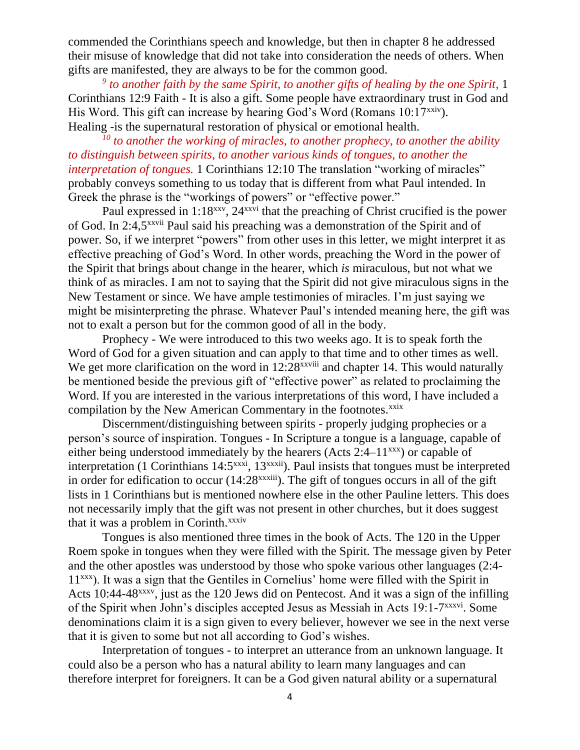commended the Corinthians speech and knowledge, but then in chapter 8 he addressed their misuse of knowledge that did not take into consideration the needs of others. When gifts are manifested, they are always to be for the common good.

*[9] to another faith by the same Spirit, to another gifts of healing by the one Spirit,* 1 Corinthians 12:9 Faith - It is also a gift. Some people have extraordinary trust in God and His Word. This gift can increase by hearing God's Word (Romans 10:17[xxiv]). Healing -is the supernatural restoration of physical or emotional health.

*[10] to another the working of miracles, to another prophecy, to another the ability to distinguish between spirits, to another various kinds of tongues, to another the interpretation of tongues.* 1 Corinthians 12:10 The translation "working of miracles" probably conveys something to us today that is different from what Paul intended. In Greek the phrase is the "workings of powers" or "effective power."

Paul expressed in 1:18[xxv], 24[xxvi] that the preaching of Christ crucified is the power of God. In 2:4,5[xxvii] Paul said his preaching was a demonstration of the Spirit and of power. So, if we interpret "powers" from other uses in this letter, we might interpret it as effective preaching of God's Word. In other words, preaching the Word in the power of the Spirit that brings about change in the hearer, which *is* miraculous, but not what we think of as miracles. I am not to saying that the Spirit did not give miraculous signs in the New Testament or since. We have ample testimonies of miracles. I'm just saying we might be misinterpreting the phrase. Whatever Paul's intended meaning here, the gift was not to exalt a person but for the common good of all in the body.

Prophecy - We were introduced to this two weeks ago. It is to speak forth the Word of God for a given situation and can apply to that time and to other times as well. We get more clarification on the word in 12:28[xxviii] and chapter 14. This would naturally be mentioned beside the previous gift of "effective power" as related to proclaiming the Word. If you are interested in the various interpretations of this word, I have included a compilation by the New American Commentary in the footnotes.[xxix]

Discernment/distinguishing between spirits - properly judging prophecies or a person's source of inspiration. Tongues - In Scripture a tongue is a language, capable of either being understood immediately by the hearers (Acts 2:4–11[xxx]) or capable of interpretation (1 Corinthians 14:5[xxxi], 13[xxxii]). Paul insists that tongues must be interpreted in order for edification to occur (14:28[xxxiii]). The gift of tongues occurs in all of the gift lists in 1 Corinthians but is mentioned nowhere else in the other Pauline letters. This does not necessarily imply that the gift was not present in other churches, but it does suggest that it was a problem in Corinth.[xxxiv]

Tongues is also mentioned three times in the book of Acts. The 120 in the Upper Roem spoke in tongues when they were filled with the Spirit. The message given by Peter and the other apostles was understood by those who spoke various other languages (2:4-11[xxx]). It was a sign that the Gentiles in Cornelius' home were filled with the Spirit in Acts 10:44-48[xxxv], just as the 120 Jews did on Pentecost. And it was a sign of the infilling of the Spirit when John's disciples accepted Jesus as Messiah in Acts 19:1-7[xxxvi]. Some denominations claim it is a sign given to every believer, however we see in the next verse that it is given to some but not all according to God's wishes.

Interpretation of tongues - to interpret an utterance from an unknown language. It could also be a person who has a natural ability to learn many languages and can therefore interpret for foreigners. It can be a God given natural ability or a supernatural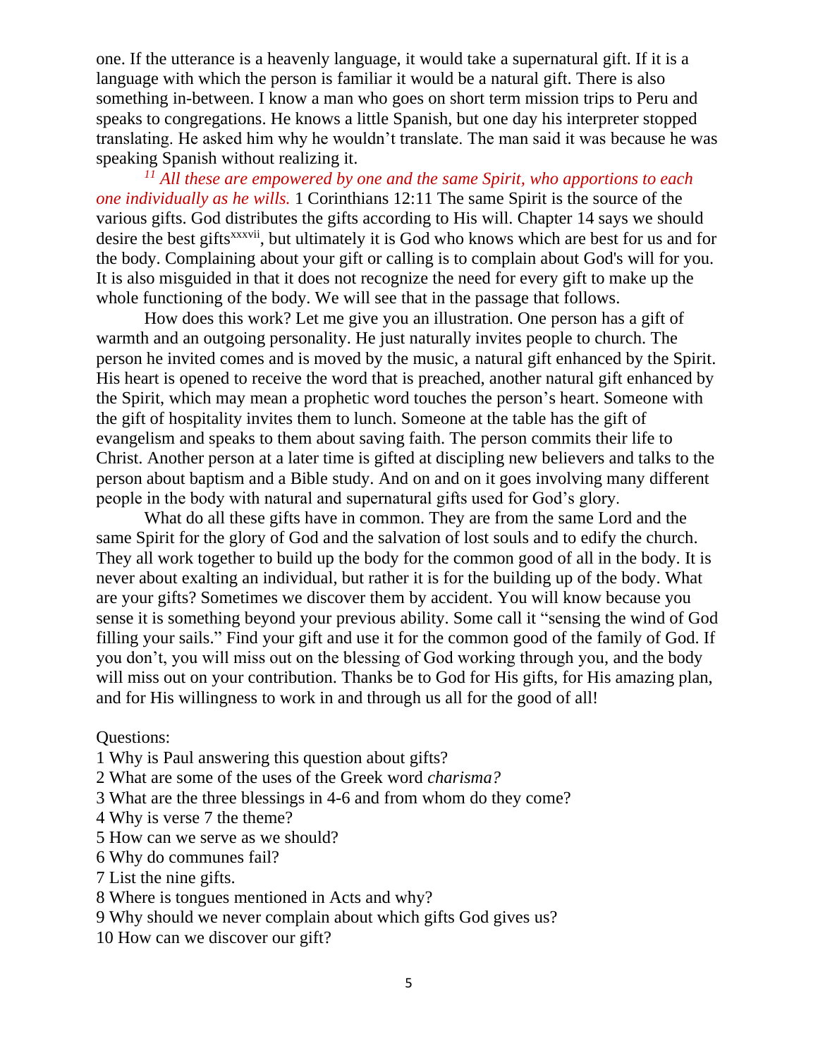one. If the utterance is a heavenly language, it would take a supernatural gift. If it is a language with which the person is familiar it would be a natural gift. There is also something in-between. I know a man who goes on short term mission trips to Peru and speaks to congregations. He knows a little Spanish, but one day his interpreter stopped translating. He asked him why he wouldn't translate. The man said it was because he was speaking Spanish without realizing it.

*[11] All these are empowered by one and the same Spirit, who apportions to each one individually as he wills.* 1 Corinthians 12:11 The same Spirit is the source of the various gifts. God distributes the gifts according to His will. Chapter 14 says we should desire the best gifts[xxxvii], but ultimately it is God who knows which are best for us and for the body. Complaining about your gift or calling is to complain about God's will for you. It is also misguided in that it does not recognize the need for every gift to make up the whole functioning of the body. We will see that in the passage that follows.

How does this work? Let me give you an illustration. One person has a gift of warmth and an outgoing personality. He just naturally invites people to church. The person he invited comes and is moved by the music, a natural gift enhanced by the Spirit. His heart is opened to receive the word that is preached, another natural gift enhanced by the Spirit, which may mean a prophetic word touches the person's heart. Someone with the gift of hospitality invites them to lunch. Someone at the table has the gift of evangelism and speaks to them about saving faith. The person commits their life to Christ. Another person at a later time is gifted at discipling new believers and talks to the person about baptism and a Bible study. And on and on it goes involving many different people in the body with natural and supernatural gifts used for God's glory.

What do all these gifts have in common. They are from the same Lord and the same Spirit for the glory of God and the salvation of lost souls and to edify the church. They all work together to build up the body for the common good of all in the body. It is never about exalting an individual, but rather it is for the building up of the body. What are your gifts? Sometimes we discover them by accident. You will know because you sense it is something beyond your previous ability. Some call it "sensing the wind of God filling your sails." Find your gift and use it for the common good of the family of God. If you don't, you will miss out on the blessing of God working through you, and the body will miss out on your contribution. Thanks be to God for His gifts, for His amazing plan, and for His willingness to work in and through us all for the good of all!

Questions:

1 Why is Paul answering this question about gifts?
2 What are some of the uses of the Greek word *charisma?*
3 What are the three blessings in 4-6 and from whom do they come?
4 Why is verse 7 the theme?
5 How can we serve as we should?
6 Why do communes fail?
7 List the nine gifts.
8 Where is tongues mentioned in Acts and why?
9 Why should we never complain about which gifts God gives us?
10 How can we discover our gift?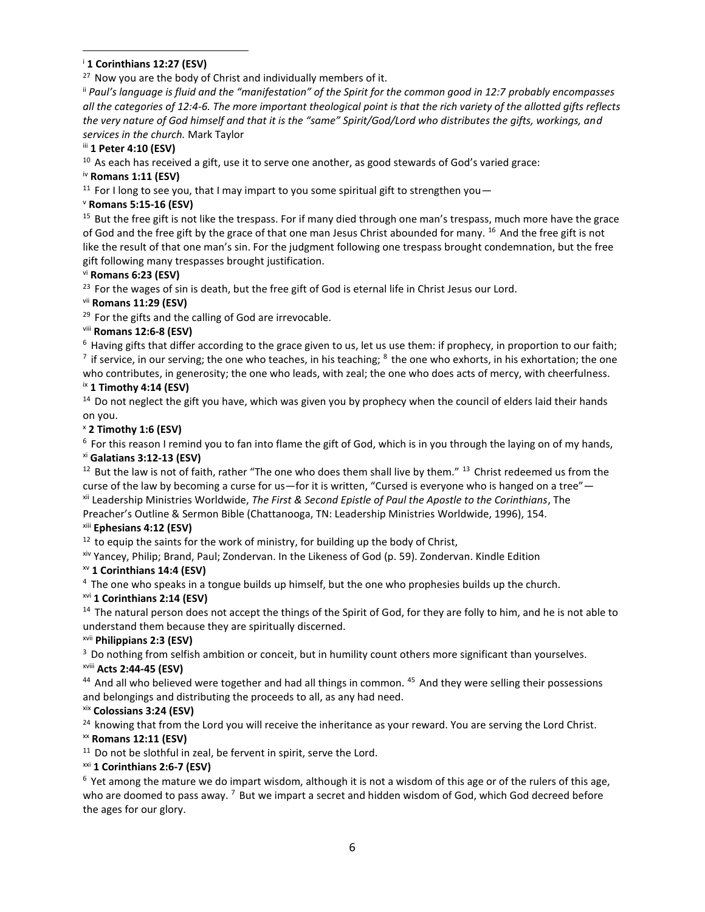[i] **1 Corinthians 12:27 (ESV)**

[27] Now you are the body of Christ and individually members of it.

[ii] *Paul's language is fluid and the "manifestation" of the Spirit for the common good in 12:7 probably encompasses all the categories of 12:4-6. The more important theological point is that the rich variety of the allotted gifts reflects the very nature of God himself and that it is the "same" Spirit/God/Lord who distributes the gifts, workings, and services in the church.* Mark Taylor

[iii] **1 Peter 4:10 (ESV)**

[10] As each has received a gift, use it to serve one another, as good stewards of God's varied grace:

[iv] **Romans 1:11 (ESV)**

[11] For I long to see you, that I may impart to you some spiritual gift to strengthen you—

[v] **Romans 5:15-16 (ESV)**

[15] But the free gift is not like the trespass. For if many died through one man's trespass, much more have the grace of God and the free gift by the grace of that one man Jesus Christ abounded for many. [16] And the free gift is not like the result of that one man's sin. For the judgment following one trespass brought condemnation, but the free gift following many trespasses brought justification.

[vi] **Romans 6:23 (ESV)**

[23] For the wages of sin is death, but the free gift of God is eternal life in Christ Jesus our Lord.

[vii] **Romans 11:29 (ESV)**

[29] For the gifts and the calling of God are irrevocable.

[viii] **Romans 12:6-8 (ESV)**

[6] Having gifts that differ according to the grace given to us, let us use them: if prophecy, in proportion to our faith; [7] if service, in our serving; the one who teaches, in his teaching; [8] the one who exhorts, in his exhortation; the one who contributes, in generosity; the one who leads, with zeal; the one who does acts of mercy, with cheerfulness.

[ix] **1 Timothy 4:14 (ESV)**

[14] Do not neglect the gift you have, which was given you by prophecy when the council of elders laid their hands on you.

[x] **2 Timothy 1:6 (ESV)**

[6] For this reason I remind you to fan into flame the gift of God, which is in you through the laying on of my hands,

[xi] **Galatians 3:12-13 (ESV)**

[12] But the law is not of faith, rather "The one who does them shall live by them." [13] Christ redeemed us from the curse of the law by becoming a curse for us—for it is written, "Cursed is everyone who is hanged on a tree"—

[xii] Leadership Ministries Worldwide, *The First & Second Epistle of Paul the Apostle to the Corinthians*, The Preacher's Outline & Sermon Bible (Chattanooga, TN: Leadership Ministries Worldwide, 1996), 154.

[xiii] **Ephesians 4:12 (ESV)**

[12] to equip the saints for the work of ministry, for building up the body of Christ,

[xiv] Yancey, Philip; Brand, Paul; Zondervan. In the Likeness of God (p. 59). Zondervan. Kindle Edition

[xv] **1 Corinthians 14:4 (ESV)**

[4] The one who speaks in a tongue builds up himself, but the one who prophesies builds up the church.

[xvi] **1 Corinthians 2:14 (ESV)**

[14] The natural person does not accept the things of the Spirit of God, for they are folly to him, and he is not able to understand them because they are spiritually discerned.

[xvii] **Philippians 2:3 (ESV)**

[3] Do nothing from selfish ambition or conceit, but in humility count others more significant than yourselves.

[xviii] **Acts 2:44-45 (ESV)**

[44] And all who believed were together and had all things in common. [45] And they were selling their possessions and belongings and distributing the proceeds to all, as any had need.

[xix] **Colossians 3:24 (ESV)**

[24] knowing that from the Lord you will receive the inheritance as your reward. You are serving the Lord Christ.

[xx] **Romans 12:11 (ESV)**

[11] Do not be slothful in zeal, be fervent in spirit, serve the Lord.

[xxi] **1 Corinthians 2:6-7 (ESV)**

[6] Yet among the mature we do impart wisdom, although it is not a wisdom of this age or of the rulers of this age, who are doomed to pass away. [7] But we impart a secret and hidden wisdom of God, which God decreed before the ages for our glory.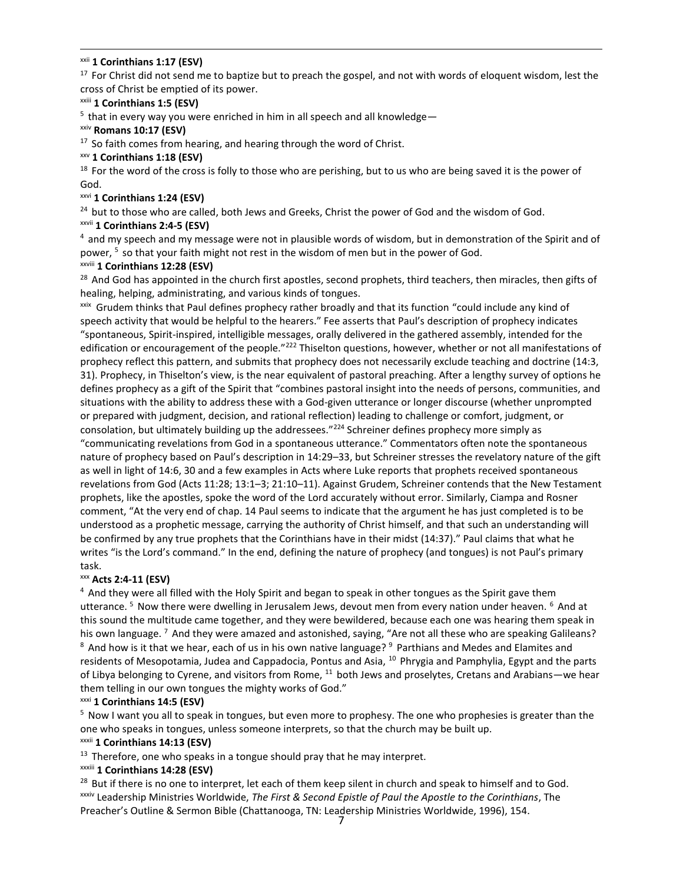[xxii] **1 Corinthians 1:17 (ESV)**

[17] For Christ did not send me to baptize but to preach the gospel, and not with words of eloquent wisdom, lest the cross of Christ be emptied of its power.

[xxiii] **1 Corinthians 1:5 (ESV)**

[5] that in every way you were enriched in him in all speech and all knowledge—

[xxiv] **Romans 10:17 (ESV)**

[17] So faith comes from hearing, and hearing through the word of Christ.

[xxv] **1 Corinthians 1:18 (ESV)**

[18] For the word of the cross is folly to those who are perishing, but to us who are being saved it is the power of God.

[xxvi] **1 Corinthians 1:24 (ESV)**

[24] but to those who are called, both Jews and Greeks, Christ the power of God and the wisdom of God.

[xxvii] **1 Corinthians 2:4-5 (ESV)**

[4] and my speech and my message were not in plausible words of wisdom, but in demonstration of the Spirit and of power, [5] so that your faith might not rest in the wisdom of men but in the power of God.

[xxviii] **1 Corinthians 12:28 (ESV)**

[28] And God has appointed in the church first apostles, second prophets, third teachers, then miracles, then gifts of healing, helping, administrating, and various kinds of tongues.

[xxix] Grudem thinks that Paul defines prophecy rather broadly and that its function "could include any kind of speech activity that would be helpful to the hearers." Fee asserts that Paul's description of prophecy indicates "spontaneous, Spirit-inspired, intelligible messages, orally delivered in the gathered assembly, intended for the edification or encouragement of the people."[222] Thiselton questions, however, whether or not all manifestations of prophecy reflect this pattern, and submits that prophecy does not necessarily exclude teaching and doctrine (14:3, 31). Prophecy, in Thiselton's view, is the near equivalent of pastoral preaching. After a lengthy survey of options he defines prophecy as a gift of the Spirit that "combines pastoral insight into the needs of persons, communities, and situations with the ability to address these with a God-given utterance or longer discourse (whether unprompted or prepared with judgment, decision, and rational reflection) leading to challenge or comfort, judgment, or consolation, but ultimately building up the addressees."[224] Schreiner defines prophecy more simply as "communicating revelations from God in a spontaneous utterance." Commentators often note the spontaneous nature of prophecy based on Paul's description in 14:29–33, but Schreiner stresses the revelatory nature of the gift as well in light of 14:6, 30 and a few examples in Acts where Luke reports that prophets received spontaneous revelations from God (Acts 11:28; 13:1–3; 21:10–11). Against Grudem, Schreiner contends that the New Testament prophets, like the apostles, spoke the word of the Lord accurately without error. Similarly, Ciampa and Rosner comment, "At the very end of chap. 14 Paul seems to indicate that the argument he has just completed is to be understood as a prophetic message, carrying the authority of Christ himself, and that such an understanding will be confirmed by any true prophets that the Corinthians have in their midst (14:37)." Paul claims that what he writes "is the Lord's command." In the end, defining the nature of prophecy (and tongues) is not Paul's primary task.

[xxx] **Acts 2:4-11 (ESV)**

[4] And they were all filled with the Holy Spirit and began to speak in other tongues as the Spirit gave them utterance. [5] Now there were dwelling in Jerusalem Jews, devout men from every nation under heaven. [6] And at this sound the multitude came together, and they were bewildered, because each one was hearing them speak in his own language. [7] And they were amazed and astonished, saying, "Are not all these who are speaking Galileans? [8] And how is it that we hear, each of us in his own native language? [9] Parthians and Medes and Elamites and residents of Mesopotamia, Judea and Cappadocia, Pontus and Asia, [10] Phrygia and Pamphylia, Egypt and the parts of Libya belonging to Cyrene, and visitors from Rome, [11] both Jews and proselytes, Cretans and Arabians—we hear them telling in our own tongues the mighty works of God."

[xxxi] **1 Corinthians 14:5 (ESV)**

[5] Now I want you all to speak in tongues, but even more to prophesy. The one who prophesies is greater than the one who speaks in tongues, unless someone interprets, so that the church may be built up.

[xxxii] **1 Corinthians 14:13 (ESV)**

[13] Therefore, one who speaks in a tongue should pray that he may interpret.

[xxxiii] **1 Corinthians 14:28 (ESV)**

[28] But if there is no one to interpret, let each of them keep silent in church and speak to himself and to God.

[xxxiv] Leadership Ministries Worldwide, *The First & Second Epistle of Paul the Apostle to the Corinthians*, The Preacher's Outline & Sermon Bible (Chattanooga, TN: Leadership Ministries Worldwide, 1996), 154.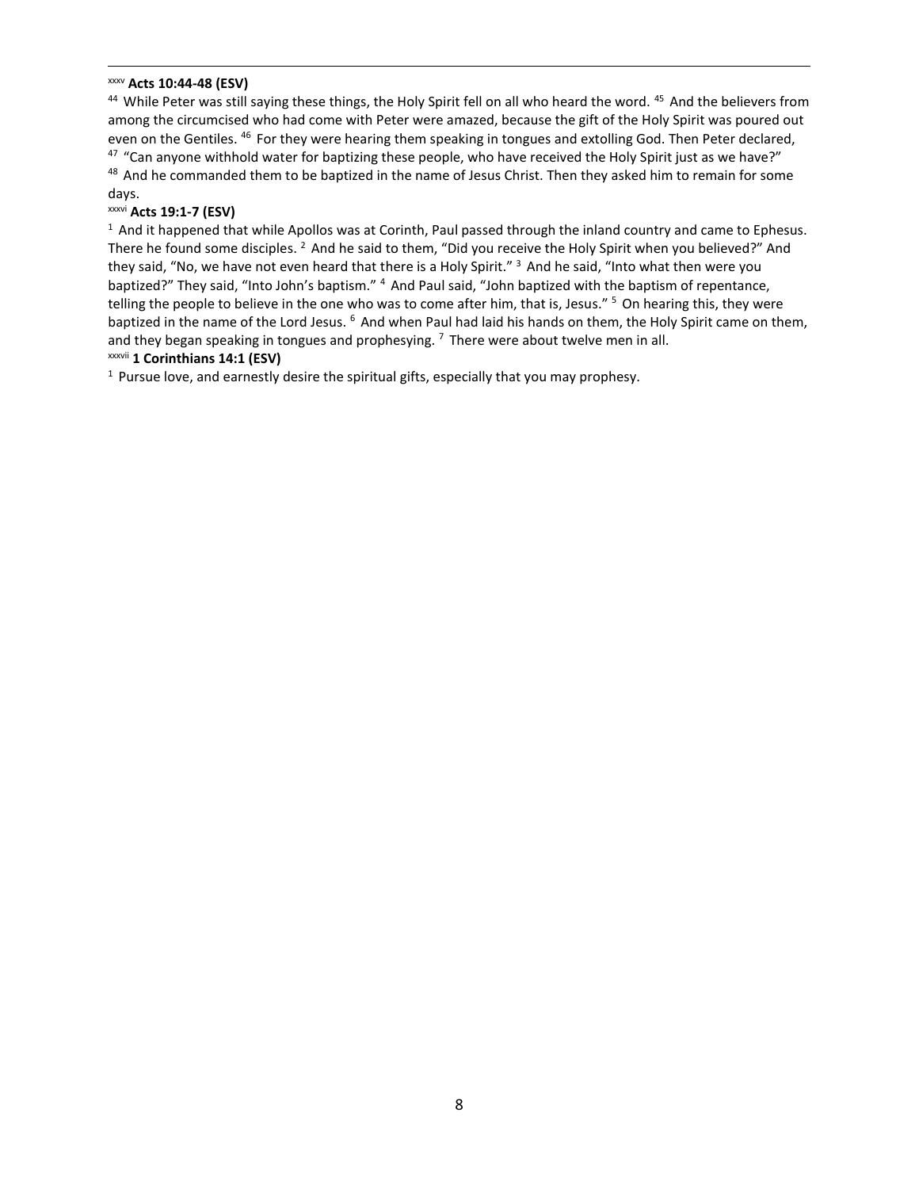[xxxv] **Acts 10:44-48 (ESV)**

[44] While Peter was still saying these things, the Holy Spirit fell on all who heard the word. [45] And the believers from among the circumcised who had come with Peter were amazed, because the gift of the Holy Spirit was poured out even on the Gentiles. [46] For they were hearing them speaking in tongues and extolling God. Then Peter declared, [47] "Can anyone withhold water for baptizing these people, who have received the Holy Spirit just as we have?" [48] And he commanded them to be baptized in the name of Jesus Christ. Then they asked him to remain for some days.

[xxxvi] **Acts 19:1-7 (ESV)**

[1] And it happened that while Apollos was at Corinth, Paul passed through the inland country and came to Ephesus. There he found some disciples. [2] And he said to them, "Did you receive the Holy Spirit when you believed?" And they said, "No, we have not even heard that there is a Holy Spirit." [3] And he said, "Into what then were you baptized?" They said, "Into John's baptism." [4] And Paul said, "John baptized with the baptism of repentance, telling the people to believe in the one who was to come after him, that is, Jesus." [5] On hearing this, they were baptized in the name of the Lord Jesus. [6] And when Paul had laid his hands on them, the Holy Spirit came on them, and they began speaking in tongues and prophesying. [7] There were about twelve men in all.

[xxxvii] **1 Corinthians 14:1 (ESV)**

[1] Pursue love, and earnestly desire the spiritual gifts, especially that you may prophesy.